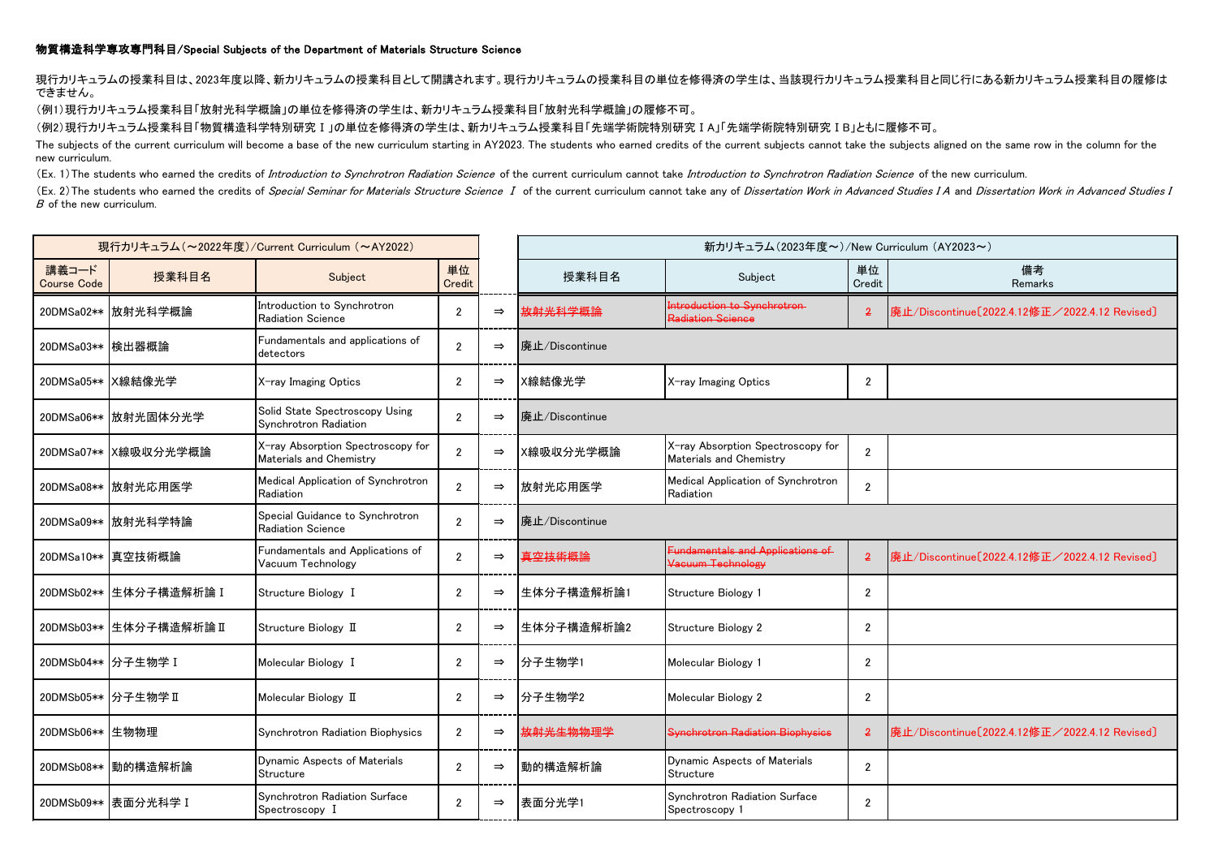**物質構造科学専攻専門科目/Special Subjects of the Department of Materials Structure Science**

現行カリキュラムの授業科目は、2023年度以降、新カリキュラムの授業科目として開講されます。現行カリキュラムの授業科目の単位を修得済の学生は、当該現行カリキュラム授業科目と同じ行にある新カリキュラム授業科目の履修はできません。

（例1）現行カリキュラム授業科目「放射光科学概論」の単位を修得済の学生は、新カリキュラム授業科目「放射光科学概論」の履修不可。

（例2）現行カリキュラム授業科目「物質構造科学特別研究Ⅰ」の単位を修得済の学生は、新カリキュラム授業科目「先端学術院特別研究ⅠA」「先端学術院特別研究ⅠB」ともに履修不可。

The subjects of the current curriculum will become a base of the new curriculum starting in AY2023. The students who earned credits of the current subjects cannot take the subjects aligned on the same row in the column for the new curriculum.

（Ex. 1）The students who earned the credits of *Introduction to Synchrotron Radiation Science* of the current curriculum cannot take *Introduction to Synchrotron Radiation Science* of the new curriculum.

（Ex. 2）The students who earned the credits of *Special Seminar for Materials Structure Science Ⅰ* of the current curriculum cannot take any of *Dissertation Work in Advanced Studies ⅠA* and *Dissertation Work in Advanced Studies ⅠB* of the new curriculum.

| 現行カリキュラム（～2022年度）/Current Curriculum （～AY2022） | | | | | 新カリキュラム（2023年度～）/New Curriculum （AY2023～） | | | |
|---|---|---|---|---|---|---|---|---|
| 講義コード Course Code | 授業科目名 | Subject | 単位 Credit | | 授業科目名 | Subject | 単位 Credit | 備考 Remarks |
| 20DMSa02** | 放射光科学概論 | Introduction to Synchrotron Radiation Science | 2 | ⇒ | ~~放射光科学概論~~ | ~~Introduction to Synchrotron Radiation Science~~ | ~~2~~ | 廃止/Discontinue［2022.4.12修正／2022.4.12 Revised］ |
| 20DMSa03** | 検出器概論 | Fundamentals and applications of detectors | 2 | ⇒ | 廃止/Discontinue | | | |
| 20DMSa05** | X線結像光学 | X-ray Imaging Optics | 2 | ⇒ | X線結像光学 | X-ray Imaging Optics | 2 | |
| 20DMSa06** | 放射光固体分光学 | Solid State Spectroscopy Using Synchrotron Radiation | 2 | ⇒ | 廃止/Discontinue | | | |
| 20DMSa07** | X線吸収分光学概論 | X-ray Absorption Spectroscopy for Materials and Chemistry | 2 | ⇒ | X線吸収分光学概論 | X-ray Absorption Spectroscopy for Materials and Chemistry | 2 | |
| 20DMSa08** | 放射光応用医学 | Medical Application of Synchrotron Radiation | 2 | ⇒ | 放射光応用医学 | Medical Application of Synchrotron Radiation | 2 | |
| 20DMSa09** | 放射光科学特論 | Special Guidance to Synchrotron Radiation Science | 2 | ⇒ | 廃止/Discontinue | | | |
| 20DMSa10** | 真空技術概論 | Fundamentals and Applications of Vacuum Technology | 2 | ⇒ | ~~真空技術概論~~ | ~~Fundamentals and Applications of Vacuum Technology~~ | ~~2~~ | 廃止/Discontinue［2022.4.12修正／2022.4.12 Revised］ |
| 20DMSb02** | 生体分子構造解析論Ⅰ | Structure Biology Ⅰ | 2 | ⇒ | 生体分子構造解析論1 | Structure Biology 1 | 2 | |
| 20DMSb03** | 生体分子構造解析論Ⅱ | Structure Biology Ⅱ | 2 | ⇒ | 生体分子構造解析論2 | Structure Biology 2 | 2 | |
| 20DMSb04** | 分子生物学Ⅰ | Molecular Biology Ⅰ | 2 | ⇒ | 分子生物学1 | Molecular Biology 1 | 2 | |
| 20DMSb05** | 分子生物学Ⅱ | Molecular Biology Ⅱ | 2 | ⇒ | 分子生物学2 | Molecular Biology 2 | 2 | |
| 20DMSb06** | 生物物理 | Synchrotron Radiation Biophysics | 2 | ⇒ | ~~放射光生物物理学~~ | ~~Synchrotron Radiation Biophysics~~ | ~~2~~ | 廃止/Discontinue［2022.4.12修正／2022.4.12 Revised］ |
| 20DMSb08** | 動的構造解析論 | Dynamic Aspects of Materials Structure | 2 | ⇒ | 動的構造解析論 | Dynamic Aspects of Materials Structure | 2 | |
| 20DMSb09** | 表面分光科学Ⅰ | Synchrotron Radiation Surface Spectroscopy Ⅰ | 2 | ⇒ | 表面分光学1 | Synchrotron Radiation Surface Spectroscopy 1 | 2 | |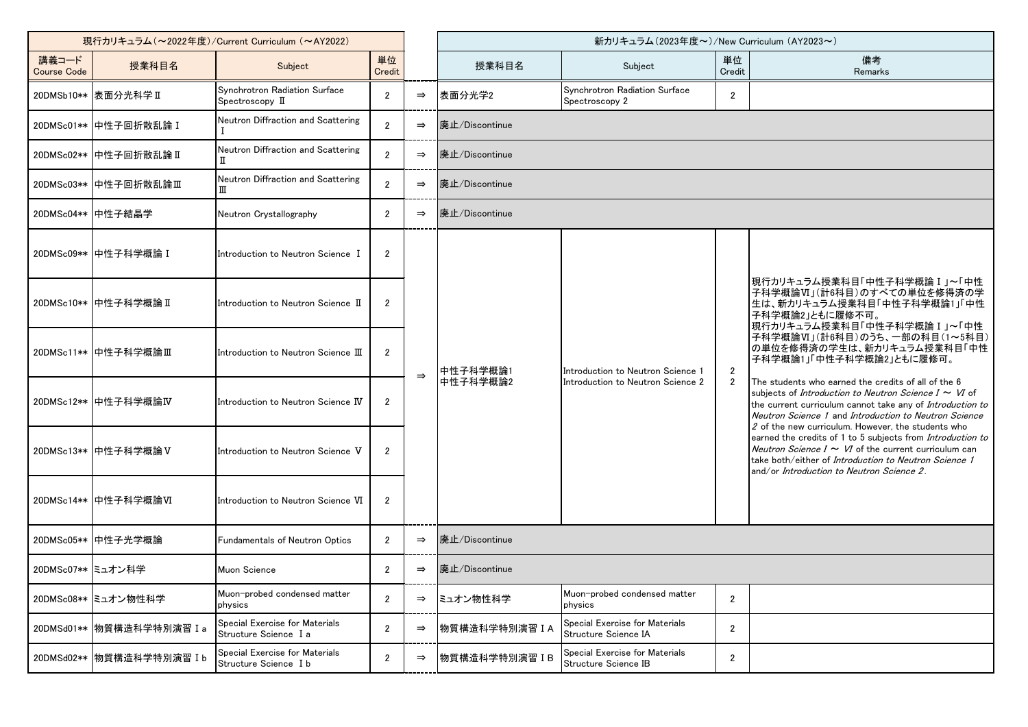| 現行カリキュラム（～2022年度）/Current Curriculum （～AY2022） | | | | | 新カリキュラム（2023年度～）/New Curriculum （AY2023～） | | | |
|---|---|---|---|---|---|---|---|---|
| 講義コード Course Code | 授業科目名 | Subject | 単位 Credit | | 授業科目名 | Subject | 単位 Credit | 備考 Remarks |
| 20DMSb10** | 表面分光科学Ⅱ | Synchrotron Radiation Surface Spectroscopy Ⅱ | 2 | ⇒ | 表面分光学2 | Synchrotron Radiation Surface Spectroscopy 2 | 2 | |
| 20DMSc01** | 中性子回折散乱論Ⅰ | Neutron Diffraction and Scattering Ⅰ | 2 | ⇒ | 廃止/Discontinue | | | |
| 20DMSc02** | 中性子回折散乱論Ⅱ | Neutron Diffraction and Scattering Ⅱ | 2 | ⇒ | 廃止/Discontinue | | | |
| 20DMSc03** | 中性子回折散乱論Ⅲ | Neutron Diffraction and Scattering Ⅲ | 2 | ⇒ | 廃止/Discontinue | | | |
| 20DMSc04** | 中性子結晶学 | Neutron Crystallography | 2 | ⇒ | 廃止/Discontinue | | | |
| 20DMSc09** | 中性子科学概論Ⅰ | Introduction to Neutron Science Ⅰ | 2 | ⇒ | 中性子科学概論1<br>中性子科学概論2 | Introduction to Neutron Science 1<br>Introduction to Neutron Science 2 | 2<br>2 | 現行カリキュラム授業科目「中性子科学概論Ⅰ」～「中性子科学概論Ⅵ」（計6科目）のすべての単位を修得済の学生は、新カリキュラム授業科目「中性子科学概論1」「中性子科学概論2」ともに履修不可。<br>現行カリキュラム授業科目「中性子科学概論Ⅰ」～「中性子科学概論Ⅵ」（計6科目）のうち、一部の科目（1～5科目）の単位を修得済の学生は、新カリキュラム授業科目「中性子科学概論1」「中性子科学概論2」ともに履修可。<br><br>The students who earned the credits of all of the 6 subjects of *Introduction to Neutron Science Ⅰ ～ Ⅵ* of the current curriculum cannot take any of *Introduction to Neutron Science 1* and *Introduction to Neutron Science 2* of the new curriculum. However, the students who earned the credits of 1 to 5 subjects from *Introduction to Neutron Science Ⅰ ～ Ⅵ* of the current curriculum can take both/either of *Introduction to Neutron Science 1* and/or *Introduction to Neutron Science 2*. |
| 20DMSc10** | 中性子科学概論Ⅱ | Introduction to Neutron Science Ⅱ | 2 | | | | | |
| 20DMSc11** | 中性子科学概論Ⅲ | Introduction to Neutron Science Ⅲ | 2 | | | | | |
| 20DMSc12** | 中性子科学概論Ⅳ | Introduction to Neutron Science Ⅳ | 2 | | | | | |
| 20DMSc13** | 中性子科学概論Ⅴ | Introduction to Neutron Science Ⅴ | 2 | | | | | |
| 20DMSc14** | 中性子科学概論Ⅵ | Introduction to Neutron Science Ⅵ | 2 | | | | | |
| 20DMSc05** | 中性子光学概論 | Fundamentals of Neutron Optics | 2 | ⇒ | 廃止/Discontinue | | | |
| 20DMSc07** | ミュオン科学 | Muon Science | 2 | ⇒ | 廃止/Discontinue | | | |
| 20DMSc08** | ミュオン物性科学 | Muon-probed condensed matter physics | 2 | ⇒ | ミュオン物性科学 | Muon-probed condensed matter physics | 2 | |
| 20DMSd01** | 物質構造科学特別演習Ⅰa | Special Exercise for Materials Structure Science Ⅰa | 2 | ⇒ | 物質構造科学特別演習ⅠA | Special Exercise for Materials Structure Science ⅠA | 2 | |
| 20DMSd02** | 物質構造科学特別演習Ⅰb | Special Exercise for Materials Structure Science Ⅰb | 2 | ⇒ | 物質構造科学特別演習ⅠB | Special Exercise for Materials Structure Science ⅠB | 2 | |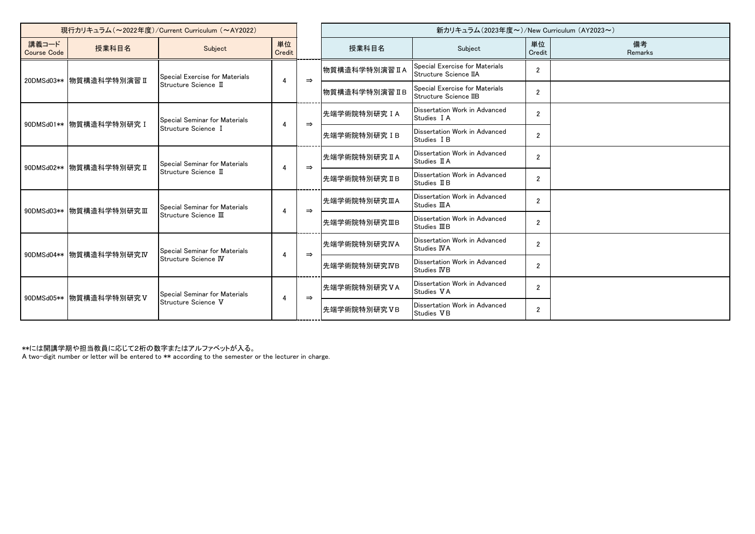| 現行カリキュラム（～2022年度）/Current Curriculum（～AY2022） | | | | | 新カリキュラム（2023年度～）/New Curriculum（AY2023～） | | | |
|---|---|---|---|---|---|---|---|---|
| 講義コード Course Code | 授業科目名 | Subject | 単位 Credit | | 授業科目名 | Subject | 単位 Credit | 備考 Remarks |
| 20DMSd03** | 物質構造科学特別演習Ⅱ | Special Exercise for Materials Structure Science Ⅱ | 4 | ⇒ | 物質構造科学特別演習ⅡA | Special Exercise for Materials Structure Science ⅡA | 2 | |
| | | | | | 物質構造科学特別演習ⅡB | Special Exercise for Materials Structure Science ⅡB | 2 | |
| 90DMSd01** | 物質構造科学特別研究Ⅰ | Special Seminar for Materials Structure Science Ⅰ | 4 | ⇒ | 先端学術院特別研究ⅠA | Dissertation Work in Advanced Studies ⅠA | 2 | |
| | | | | | 先端学術院特別研究ⅠB | Dissertation Work in Advanced Studies ⅠB | 2 | |
| 90DMSd02** | 物質構造科学特別研究Ⅱ | Special Seminar for Materials Structure Science Ⅱ | 4 | ⇒ | 先端学術院特別研究ⅡA | Dissertation Work in Advanced Studies ⅡA | 2 | |
| | | | | | 先端学術院特別研究ⅡB | Dissertation Work in Advanced Studies ⅡB | 2 | |
| 90DMSd03** | 物質構造科学特別研究Ⅲ | Special Seminar for Materials Structure Science Ⅲ | 4 | ⇒ | 先端学術院特別研究ⅢA | Dissertation Work in Advanced Studies ⅢA | 2 | |
| | | | | | 先端学術院特別研究ⅢB | Dissertation Work in Advanced Studies ⅢB | 2 | |
| 90DMSd04** | 物質構造科学特別研究Ⅳ | Special Seminar for Materials Structure Science Ⅳ | 4 | ⇒ | 先端学術院特別研究ⅣA | Dissertation Work in Advanced Studies ⅣA | 2 | |
| | | | | | 先端学術院特別研究ⅣB | Dissertation Work in Advanced Studies ⅣB | 2 | |
| 90DMSd05** | 物質構造科学特別研究Ⅴ | Special Seminar for Materials Structure Science Ⅴ | 4 | ⇒ | 先端学術院特別研究ⅤA | Dissertation Work in Advanced Studies ⅤA | 2 | |
| | | | | | 先端学術院特別研究ⅤB | Dissertation Work in Advanced Studies ⅤB | 2 | |

**には開講学期や担当教員に応じて2桁の数字またはアルファベットが入る。
A two-digit number or letter will be entered to ** according to the semester or the lecturer in charge.